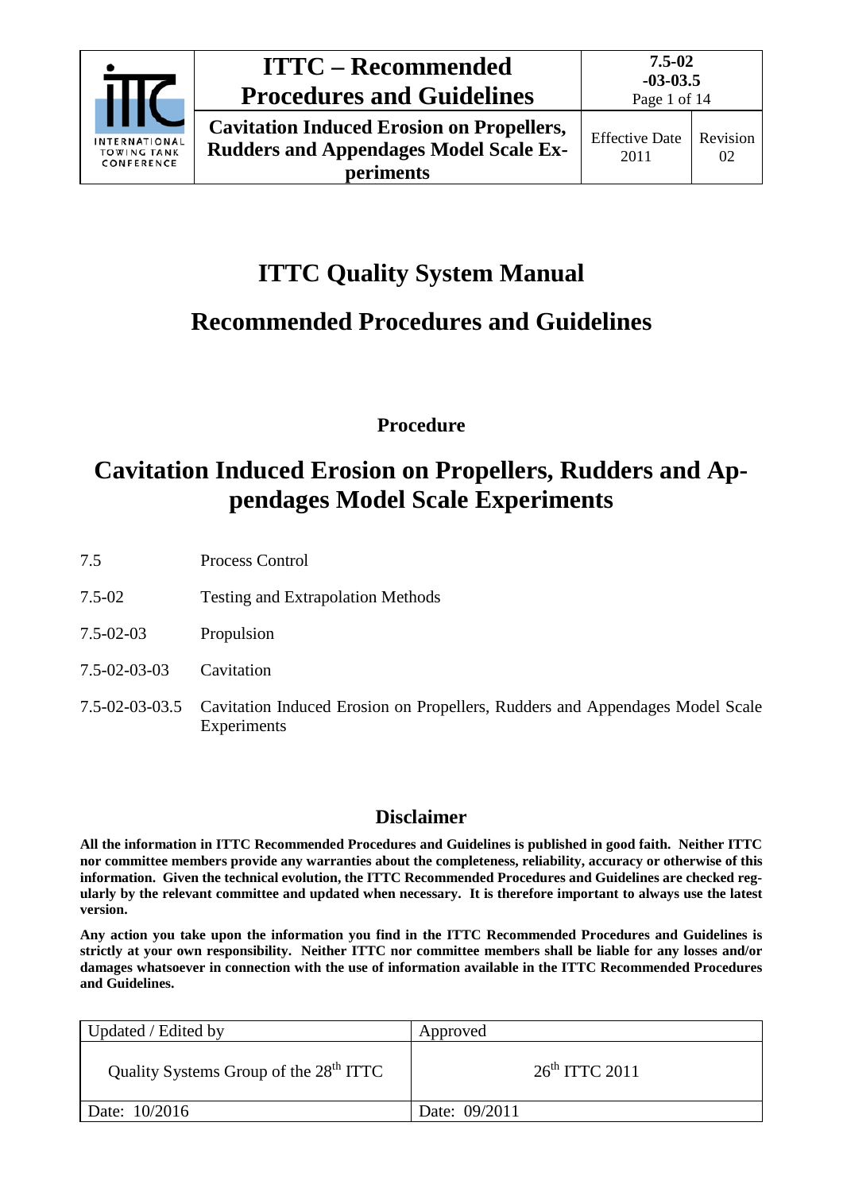# ITTC Quality System Manual

## Recommended Procedures and Guidelines

### Procedure

# Cavitation Induced Erosion on Propellers, Rudders and Appendages Model Scale Experiments

| | |
|---|---|
| 7.5 | Process Control |
| 7.5-02 | Testing and Extrapolation Methods |
| 7.5-02-03 | Propulsion |
| 7.5-02-03-03 | Cavitation |
| 7.5-02-03-03.5 | Cavitation Induced Erosion on Propellers, Rudders and Appendages Model Scale Experiments |

## Disclaimer

**All the information in ITTC Recommended Procedures and Guidelines is published in good faith. Neither ITTC nor committee members provide any warranties about the completeness, reliability, accuracy or otherwise of this information. Given the technical evolution, the ITTC Recommended Procedures and Guidelines are checked regularly by the relevant committee and updated when necessary. It is therefore important to always use the latest version.**

**Any action you take upon the information you find in the ITTC Recommended Procedures and Guidelines is strictly at your own responsibility. Neither ITTC nor committee members shall be liable for any losses and/or damages whatsoever in connection with the use of information available in the ITTC Recommended Procedures and Guidelines.**

| Updated / Edited by | Approved |
|---|---|
| Quality Systems Group of the 28th ITTC | 26th ITTC 2011 |
| Date: 10/2016 | Date: 09/2011 |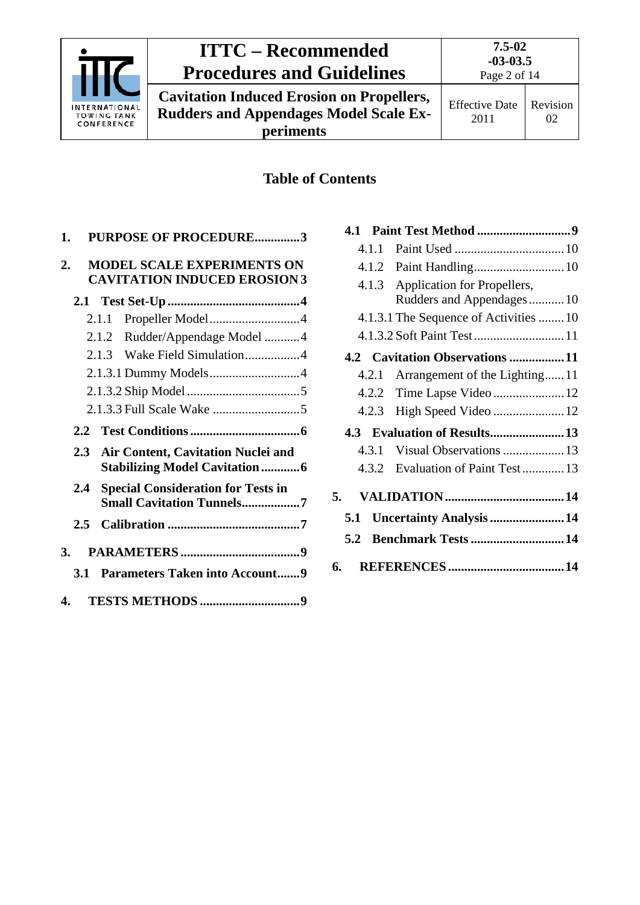## Table of Contents

1. **PURPOSE OF PROCEDURE** .............3
2. **MODEL SCALE EXPERIMENTS ON CAVITATION INDUCED EROSION** 3
   - **2.1 Test Set-Up** .........................................4
     - 2.1.1 Propeller Model ............................4
     - 2.1.2 Rudder/Appendage Model ...........4
     - 2.1.3 Wake Field Simulation .................4
     - 2.1.3.1 Dummy Models ............................4
     - 2.1.3.2 Ship Model ...................................5
     - 2.1.3.3 Full Scale Wake ...........................5
   - **2.2 Test Conditions** ..................................6
   - **2.3 Air Content, Cavitation Nuclei and Stabilizing Model Cavitation** ............6
   - **2.4 Special Consideration for Tests in Small Cavitation Tunnels** ..................7
   - **2.5 Calibration** .........................................7
3. **PARAMETERS** .....................................9
   - **3.1 Parameters Taken into Account** .......9
4. **TESTS METHODS** ...............................9
   - **4.1 Paint Test Method** ............................9
     - 4.1.1 Paint Used ..................................10
     - 4.1.2 Paint Handling ............................10
     - 4.1.3 Application for Propellers, Rudders and Appendages ...........10
     - 4.1.3.1 The Sequence of Activities ........10
     - 4.1.3.2 Soft Paint Test ............................11
   - **4.2 Cavitation Observations** .................11
     - 4.2.1 Arrangement of the Lighting......11
     - 4.2.2 Time Lapse Video ......................12
     - 4.2.3 High Speed Video ......................12
   - **4.3 Evaluation of Results** .......................13
     - 4.3.1 Visual Observations ...................13
     - 4.3.2 Evaluation of Paint Test .............13
5. **VALIDATION** .....................................14
   - **5.1 Uncertainty Analysis** .......................14
   - **5.2 Benchmark Tests** .............................14
6. **REFERENCES** ....................................14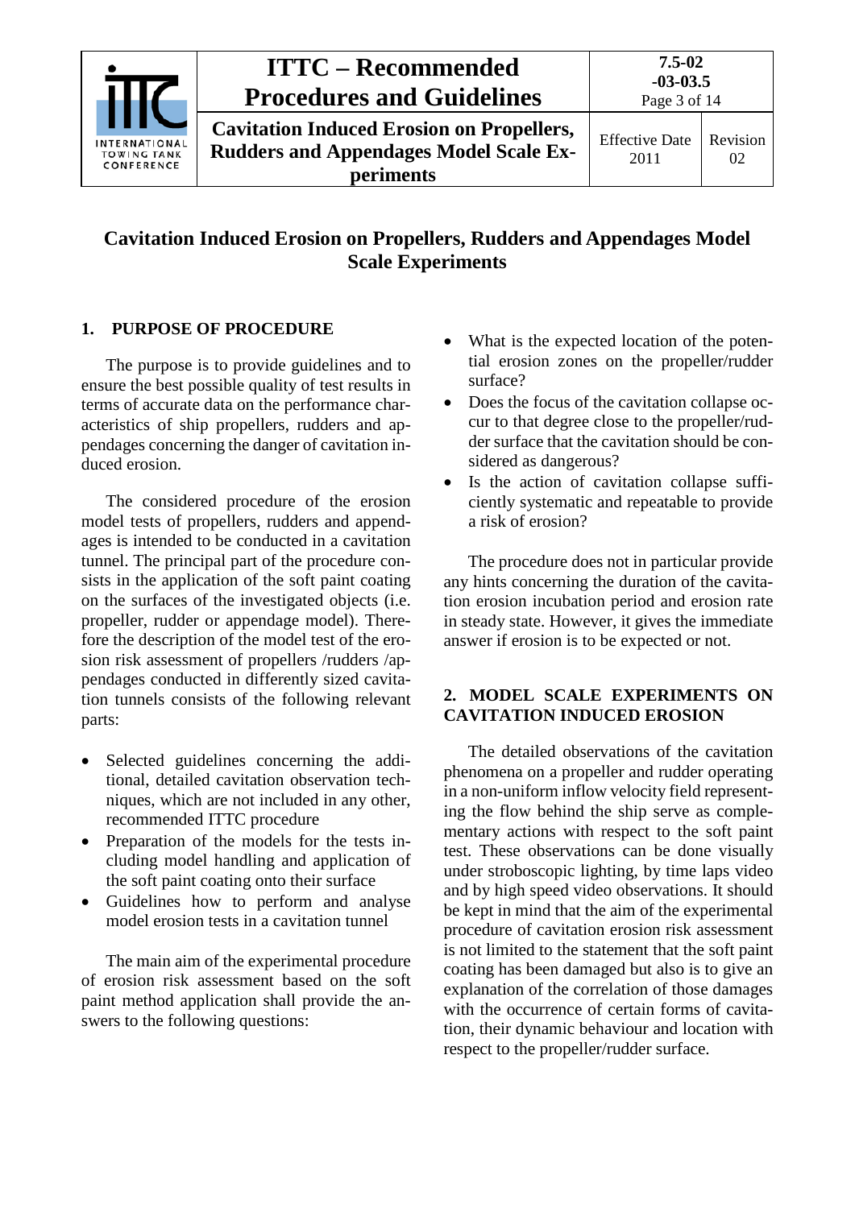# Cavitation Induced Erosion on Propellers, Rudders and Appendages Model Scale Experiments

## 1. PURPOSE OF PROCEDURE

The purpose is to provide guidelines and to ensure the best possible quality of test results in terms of accurate data on the performance characteristics of ship propellers, rudders and appendages concerning the danger of cavitation induced erosion.

The considered procedure of the erosion model tests of propellers, rudders and appendages is intended to be conducted in a cavitation tunnel. The principal part of the procedure consists in the application of the soft paint coating on the surfaces of the investigated objects (i.e. propeller, rudder or appendage model). Therefore the description of the model test of the erosion risk assessment of propellers /rudders /appendages conducted in differently sized cavitation tunnels consists of the following relevant parts:

- Selected guidelines concerning the additional, detailed cavitation observation techniques, which are not included in any other, recommended ITTC procedure
- Preparation of the models for the tests including model handling and application of the soft paint coating onto their surface
- Guidelines how to perform and analyse model erosion tests in a cavitation tunnel

The main aim of the experimental procedure of erosion risk assessment based on the soft paint method application shall provide the answers to the following questions:

- What is the expected location of the potential erosion zones on the propeller/rudder surface?
- Does the focus of the cavitation collapse occur to that degree close to the propeller/rudder surface that the cavitation should be considered as dangerous?
- Is the action of cavitation collapse sufficiently systematic and repeatable to provide a risk of erosion?

The procedure does not in particular provide any hints concerning the duration of the cavitation erosion incubation period and erosion rate in steady state. However, it gives the immediate answer if erosion is to be expected or not.

## 2. MODEL SCALE EXPERIMENTS ON CAVITATION INDUCED EROSION

The detailed observations of the cavitation phenomena on a propeller and rudder operating in a non-uniform inflow velocity field representing the flow behind the ship serve as complementary actions with respect to the soft paint test. These observations can be done visually under stroboscopic lighting, by time laps video and by high speed video observations. It should be kept in mind that the aim of the experimental procedure of cavitation erosion risk assessment is not limited to the statement that the soft paint coating has been damaged but also is to give an explanation of the correlation of those damages with the occurrence of certain forms of cavitation, their dynamic behaviour and location with respect to the propeller/rudder surface.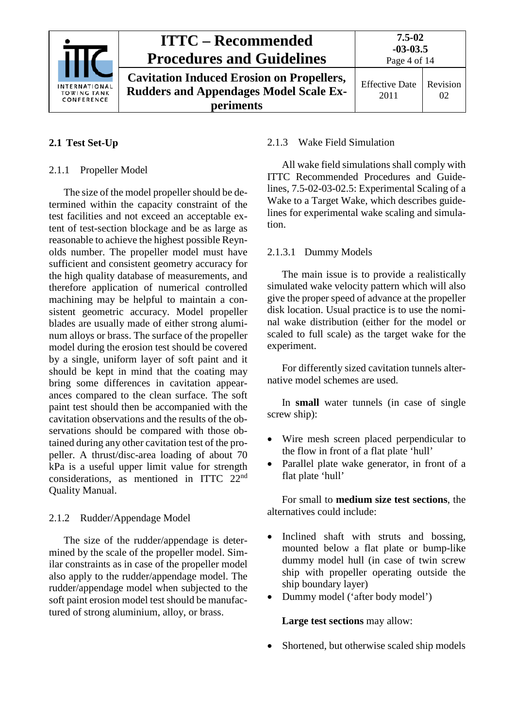## 2.1 Test Set-Up

### 2.1.1 Propeller Model

The size of the model propeller should be determined within the capacity constraint of the test facilities and not exceed an acceptable extent of test-section blockage and be as large as reasonable to achieve the highest possible Reynolds number. The propeller model must have sufficient and consistent geometry accuracy for the high quality database of measurements, and therefore application of numerical controlled machining may be helpful to maintain a consistent geometric accuracy. Model propeller blades are usually made of either strong aluminum alloys or brass. The surface of the propeller model during the erosion test should be covered by a single, uniform layer of soft paint and it should be kept in mind that the coating may bring some differences in cavitation appearances compared to the clean surface. The soft paint test should then be accompanied with the cavitation observations and the results of the observations should be compared with those obtained during any other cavitation test of the propeller. A thrust/disc-area loading of about 70 kPa is a useful upper limit value for strength considerations, as mentioned in ITTC 22nd Quality Manual.

### 2.1.2 Rudder/Appendage Model

The size of the rudder/appendage is determined by the scale of the propeller model. Similar constraints as in case of the propeller model also apply to the rudder/appendage model. The rudder/appendage model when subjected to the soft paint erosion model test should be manufactured of strong aluminium, alloy, or brass.

### 2.1.3 Wake Field Simulation

All wake field simulations shall comply with ITTC Recommended Procedures and Guidelines, 7.5-02-03-02.5: Experimental Scaling of a Wake to a Target Wake, which describes guidelines for experimental wake scaling and simulation.

#### 2.1.3.1 Dummy Models

The main issue is to provide a realistically simulated wake velocity pattern which will also give the proper speed of advance at the propeller disk location. Usual practice is to use the nominal wake distribution (either for the model or scaled to full scale) as the target wake for the experiment.

For differently sized cavitation tunnels alternative model schemes are used.

In **small** water tunnels (in case of single screw ship):

- Wire mesh screen placed perpendicular to the flow in front of a flat plate 'hull'
- Parallel plate wake generator, in front of a flat plate 'hull'

For small to **medium size test sections**, the alternatives could include:

- Inclined shaft with struts and bossing, mounted below a flat plate or bump-like dummy model hull (in case of twin screw ship with propeller operating outside the ship boundary layer)
- Dummy model ('after body model')

**Large test sections** may allow:

- Shortened, but otherwise scaled ship models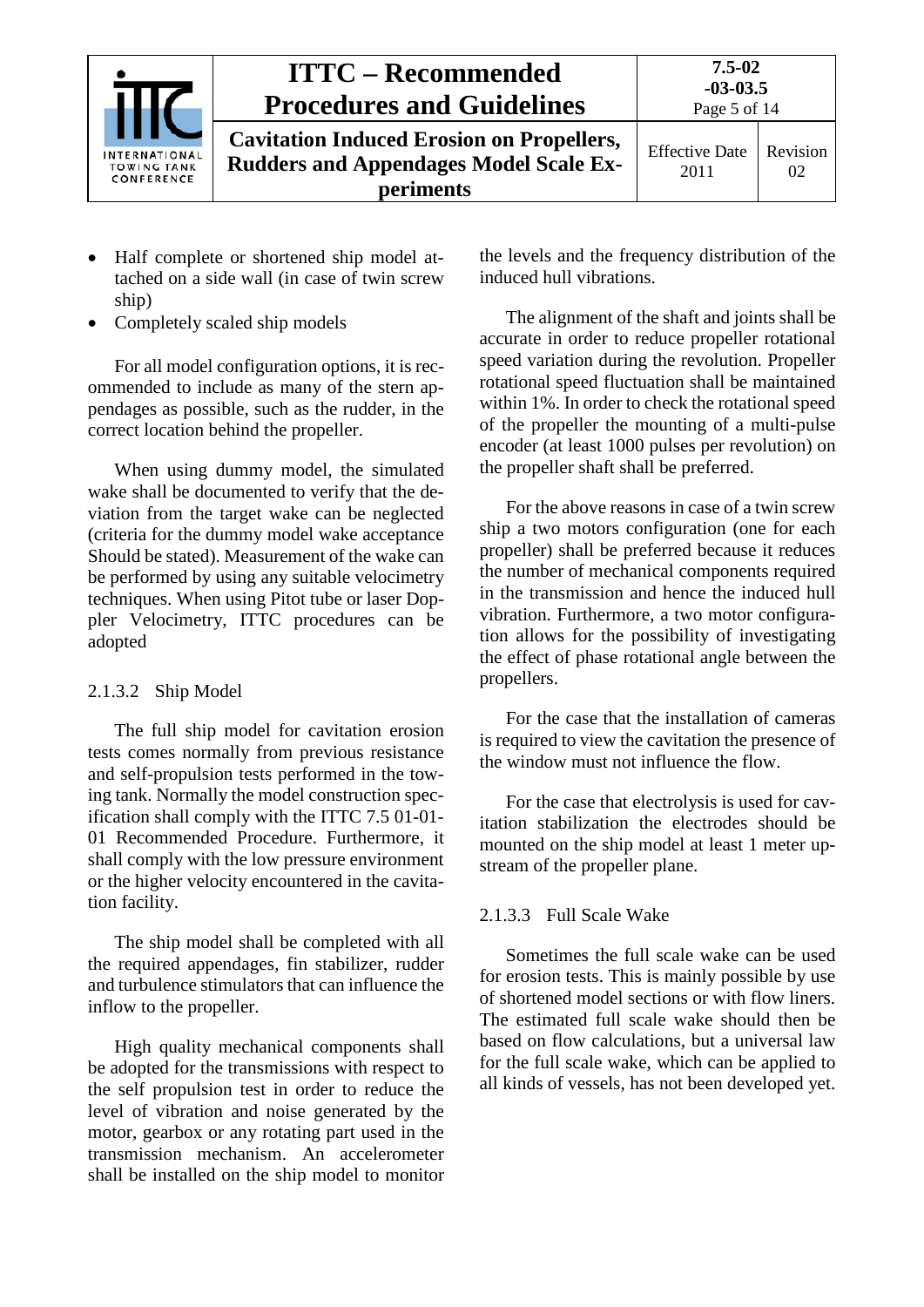- Half complete or shortened ship model attached on a side wall (in case of twin screw ship)
- Completely scaled ship models

For all model configuration options, it is recommended to include as many of the stern appendages as possible, such as the rudder, in the correct location behind the propeller.

When using dummy model, the simulated wake shall be documented to verify that the deviation from the target wake can be neglected (criteria for the dummy model wake acceptance Should be stated). Measurement of the wake can be performed by using any suitable velocimetry techniques. When using Pitot tube or laser Doppler Velocimetry, ITTC procedures can be adopted

#### 2.1.3.2 Ship Model

The full ship model for cavitation erosion tests comes normally from previous resistance and self-propulsion tests performed in the towing tank. Normally the model construction specification shall comply with the ITTC 7.5 01-01-01 Recommended Procedure. Furthermore, it shall comply with the low pressure environment or the higher velocity encountered in the cavitation facility.

The ship model shall be completed with all the required appendages, fin stabilizer, rudder and turbulence stimulators that can influence the inflow to the propeller.

High quality mechanical components shall be adopted for the transmissions with respect to the self propulsion test in order to reduce the level of vibration and noise generated by the motor, gearbox or any rotating part used in the transmission mechanism. An accelerometer shall be installed on the ship model to monitor the levels and the frequency distribution of the induced hull vibrations.

The alignment of the shaft and joints shall be accurate in order to reduce propeller rotational speed variation during the revolution. Propeller rotational speed fluctuation shall be maintained within 1%. In order to check the rotational speed of the propeller the mounting of a multi-pulse encoder (at least 1000 pulses per revolution) on the propeller shaft shall be preferred.

For the above reasons in case of a twin screw ship a two motors configuration (one for each propeller) shall be preferred because it reduces the number of mechanical components required in the transmission and hence the induced hull vibration. Furthermore, a two motor configuration allows for the possibility of investigating the effect of phase rotational angle between the propellers.

For the case that the installation of cameras is required to view the cavitation the presence of the window must not influence the flow.

For the case that electrolysis is used for cavitation stabilization the electrodes should be mounted on the ship model at least 1 meter upstream of the propeller plane.

#### 2.1.3.3 Full Scale Wake

Sometimes the full scale wake can be used for erosion tests. This is mainly possible by use of shortened model sections or with flow liners. The estimated full scale wake should then be based on flow calculations, but a universal law for the full scale wake, which can be applied to all kinds of vessels, has not been developed yet.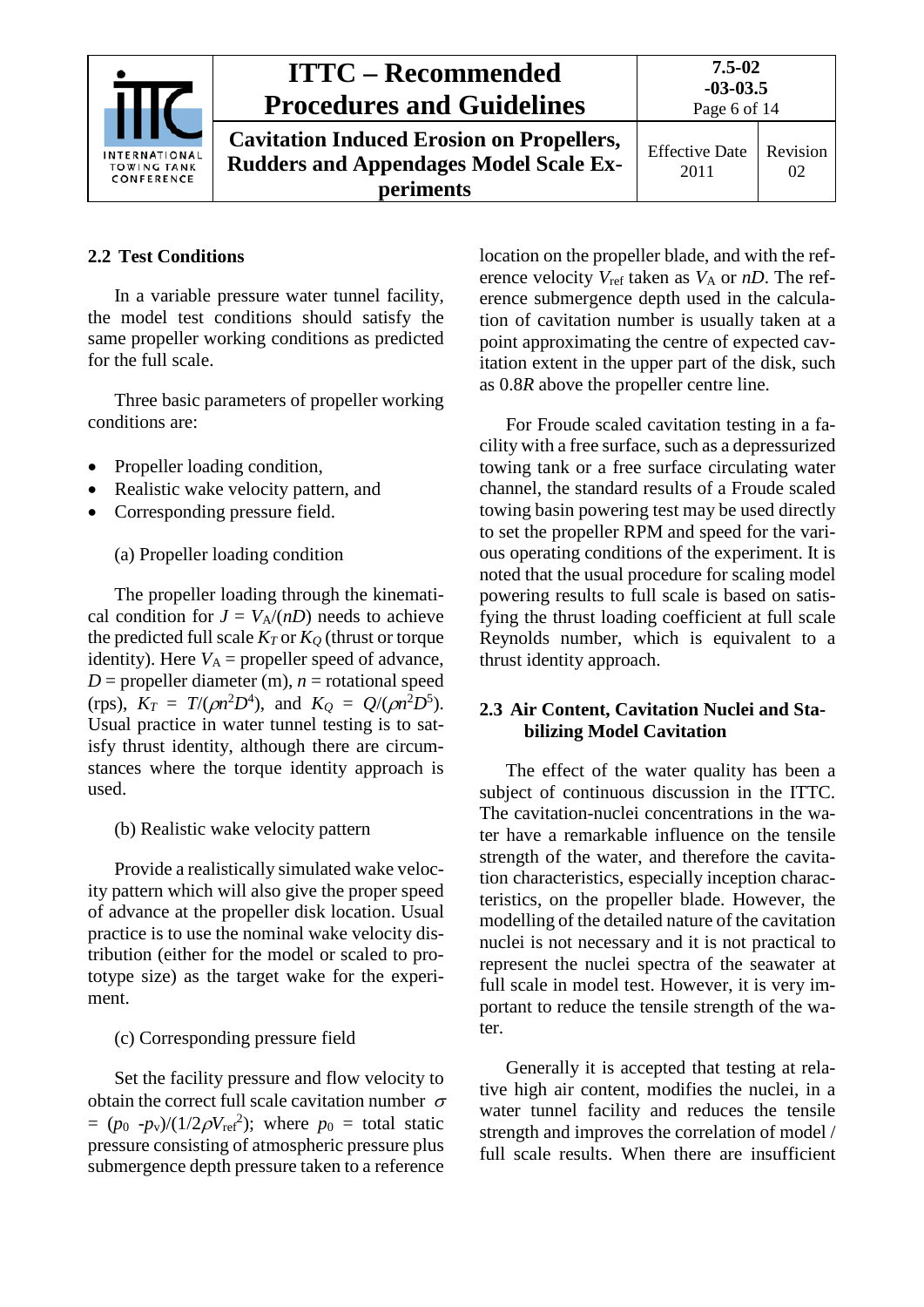## 2.2 Test Conditions

In a variable pressure water tunnel facility, the model test conditions should satisfy the same propeller working conditions as predicted for the full scale.

Three basic parameters of propeller working conditions are:

- Propeller loading condition,
- Realistic wake velocity pattern, and
- Corresponding pressure field.

(a) Propeller loading condition

The propeller loading through the kinematical condition for $J = V_A/(nD)$ needs to achieve the predicted full scale $K_T$ or $K_Q$ (thrust or torque identity). Here $V_A$ = propeller speed of advance, $D$ = propeller diameter (m), $n$ = rotational speed (rps), $K_T = T/(\rho n^2 D^4)$, and $K_Q = Q/(\rho n^2 D^5)$. Usual practice in water tunnel testing is to satisfy thrust identity, although there are circumstances where the torque identity approach is used.

(b) Realistic wake velocity pattern

Provide a realistically simulated wake velocity pattern which will also give the proper speed of advance at the propeller disk location. Usual practice is to use the nominal wake velocity distribution (either for the model or scaled to prototype size) as the target wake for the experiment.

(c) Corresponding pressure field

Set the facility pressure and flow velocity to obtain the correct full scale cavitation number $\sigma = (p_0 - p_v)/(1/2\rho V_{ref}^2)$; where $p_0$ = total static pressure consisting of atmospheric pressure plus submergence depth pressure taken to a reference location on the propeller blade, and with the reference velocity $V_{ref}$ taken as $V_A$ or $nD$. The reference submergence depth used in the calculation of cavitation number is usually taken at a point approximating the centre of expected cavitation extent in the upper part of the disk, such as $0.8R$ above the propeller centre line.

For Froude scaled cavitation testing in a facility with a free surface, such as a depressurized towing tank or a free surface circulating water channel, the standard results of a Froude scaled towing basin powering test may be used directly to set the propeller RPM and speed for the various operating conditions of the experiment. It is noted that the usual procedure for scaling model powering results to full scale is based on satisfying the thrust loading coefficient at full scale Reynolds number, which is equivalent to a thrust identity approach.

## 2.3 Air Content, Cavitation Nuclei and Stabilizing Model Cavitation

The effect of the water quality has been a subject of continuous discussion in the ITTC. The cavitation-nuclei concentrations in the water have a remarkable influence on the tensile strength of the water, and therefore the cavitation characteristics, especially inception characteristics, on the propeller blade. However, the modelling of the detailed nature of the cavitation nuclei is not necessary and it is not practical to represent the nuclei spectra of the seawater at full scale in model test. However, it is very important to reduce the tensile strength of the water.

Generally it is accepted that testing at relative high air content, modifies the nuclei, in a water tunnel facility and reduces the tensile strength and improves the correlation of model / full scale results. When there are insufficient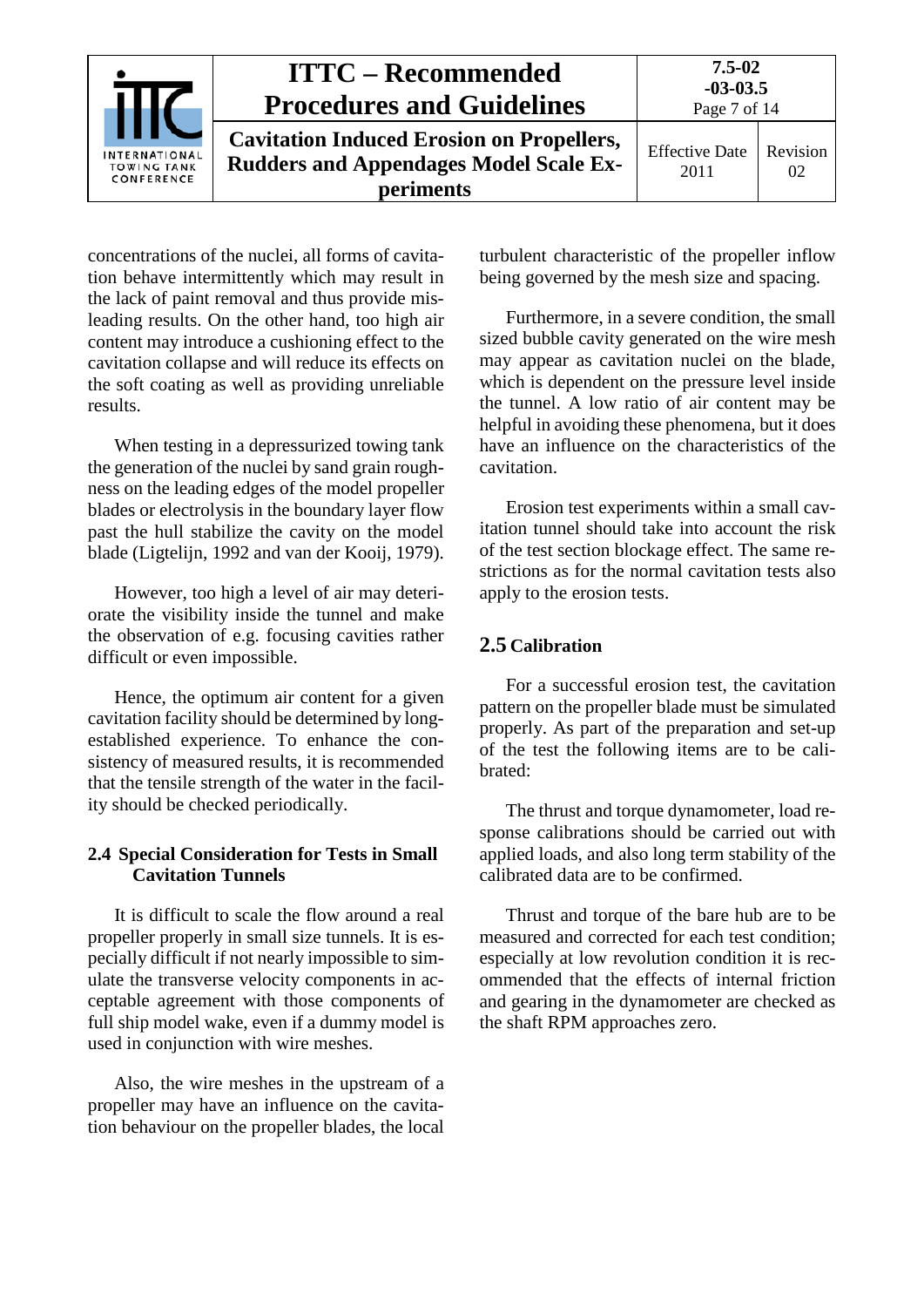concentrations of the nuclei, all forms of cavitation behave intermittently which may result in the lack of paint removal and thus provide misleading results. On the other hand, too high air content may introduce a cushioning effect to the cavitation collapse and will reduce its effects on the soft coating as well as providing unreliable results.

When testing in a depressurized towing tank the generation of the nuclei by sand grain roughness on the leading edges of the model propeller blades or electrolysis in the boundary layer flow past the hull stabilize the cavity on the model blade (Ligtelijn, 1992 and van der Kooij, 1979).

However, too high a level of air may deteriorate the visibility inside the tunnel and make the observation of e.g. focusing cavities rather difficult or even impossible.

Hence, the optimum air content for a given cavitation facility should be determined by long-established experience. To enhance the consistency of measured results, it is recommended that the tensile strength of the water in the facility should be checked periodically.

### 2.4 Special Consideration for Tests in Small Cavitation Tunnels

It is difficult to scale the flow around a real propeller properly in small size tunnels. It is especially difficult if not nearly impossible to simulate the transverse velocity components in acceptable agreement with those components of full ship model wake, even if a dummy model is used in conjunction with wire meshes.

Also, the wire meshes in the upstream of a propeller may have an influence on the cavitation behaviour on the propeller blades, the local turbulent characteristic of the propeller inflow being governed by the mesh size and spacing.

Furthermore, in a severe condition, the small sized bubble cavity generated on the wire mesh may appear as cavitation nuclei on the blade, which is dependent on the pressure level inside the tunnel. A low ratio of air content may be helpful in avoiding these phenomena, but it does have an influence on the characteristics of the cavitation.

Erosion test experiments within a small cavitation tunnel should take into account the risk of the test section blockage effect. The same restrictions as for the normal cavitation tests also apply to the erosion tests.

### 2.5 Calibration

For a successful erosion test, the cavitation pattern on the propeller blade must be simulated properly. As part of the preparation and set-up of the test the following items are to be calibrated:

The thrust and torque dynamometer, load response calibrations should be carried out with applied loads, and also long term stability of the calibrated data are to be confirmed.

Thrust and torque of the bare hub are to be measured and corrected for each test condition; especially at low revolution condition it is recommended that the effects of internal friction and gearing in the dynamometer are checked as the shaft RPM approaches zero.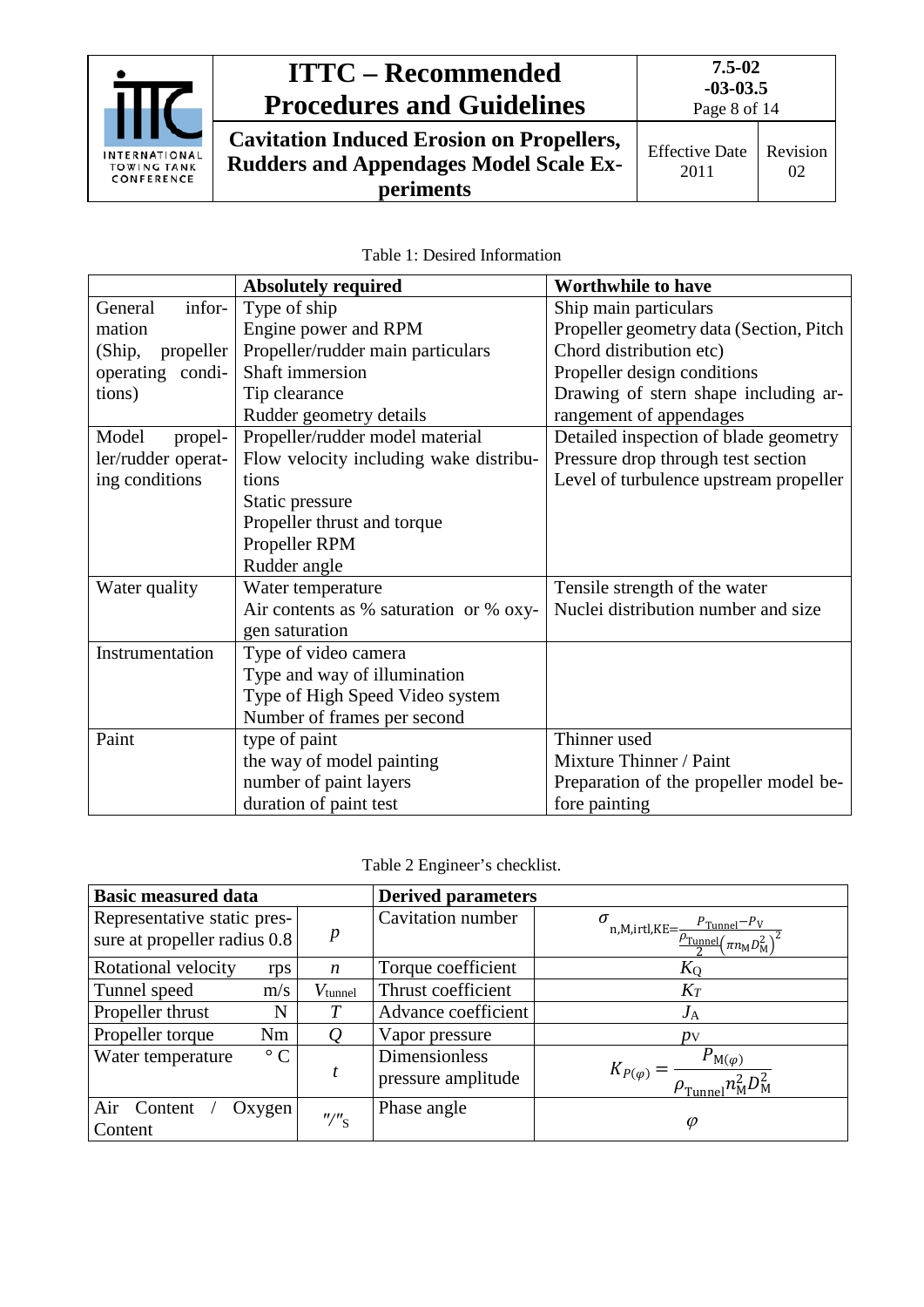Table 1: Desired Information

| | Absolutely required | Worthwhile to have |
|---|---|---|
| General information (Ship, propeller operating conditions) | Type of ship<br>Engine power and RPM<br>Propeller/rudder main particulars<br>Shaft immersion<br>Tip clearance<br>Rudder geometry details | Ship main particulars<br>Propeller geometry data (Section, Pitch Chord distribution etc)<br>Propeller design conditions<br>Drawing of stern shape including arrangement of appendages |
| Model propeller/rudder operating conditions | Propeller/rudder model material<br>Flow velocity including wake distributions<br>Static pressure<br>Propeller thrust and torque<br>Propeller RPM<br>Rudder angle | Detailed inspection of blade geometry<br>Pressure drop through test section<br>Level of turbulence upstream propeller |
| Water quality | Water temperature<br>Air contents as % saturation or % oxygen saturation | Tensile strength of the water<br>Nuclei distribution number and size |
| Instrumentation | Type of video camera<br>Type and way of illumination<br>Type of High Speed Video system<br>Number of frames per second | |
| Paint | type of paint<br>the way of model painting<br>number of paint layers<br>duration of paint test | Thinner used<br>Mixture Thinner / Paint<br>Preparation of the propeller model before painting |

Table 2 Engineer's checklist.

| Basic measured data | | Derived parameters | |
|---|---|---|---|
| Representative static pressure at propeller radius 0.8 | $p$ | Cavitation number | $\sigma_{n,M,irtl,KE}=\frac{p_{Tunnel}-p_V}{\frac{\rho_{Tunnel}}{2}\left(\pi n_M D_M^2\right)^2}$ |
| Rotational velocity rps | $n$ | Torque coefficient | $K_Q$ |
| Tunnel speed m/s | $V_{tunnel}$ | Thrust coefficient | $K_T$ |
| Propeller thrust N | $T$ | Advance coefficient | $J_A$ |
| Propeller torque Nm | $Q$ | Vapor pressure | $p_V$ |
| Water temperature °C | $t$ | Dimensionless pressure amplitude | $K_{P(\varphi)} = \frac{P_{M(\varphi)}}{\rho_{Tunnel} n_M^2 D_M^2}$ |
| Air Content / Oxygen Content | $\alpha/\alpha_S$ | Phase angle | $\varphi$ |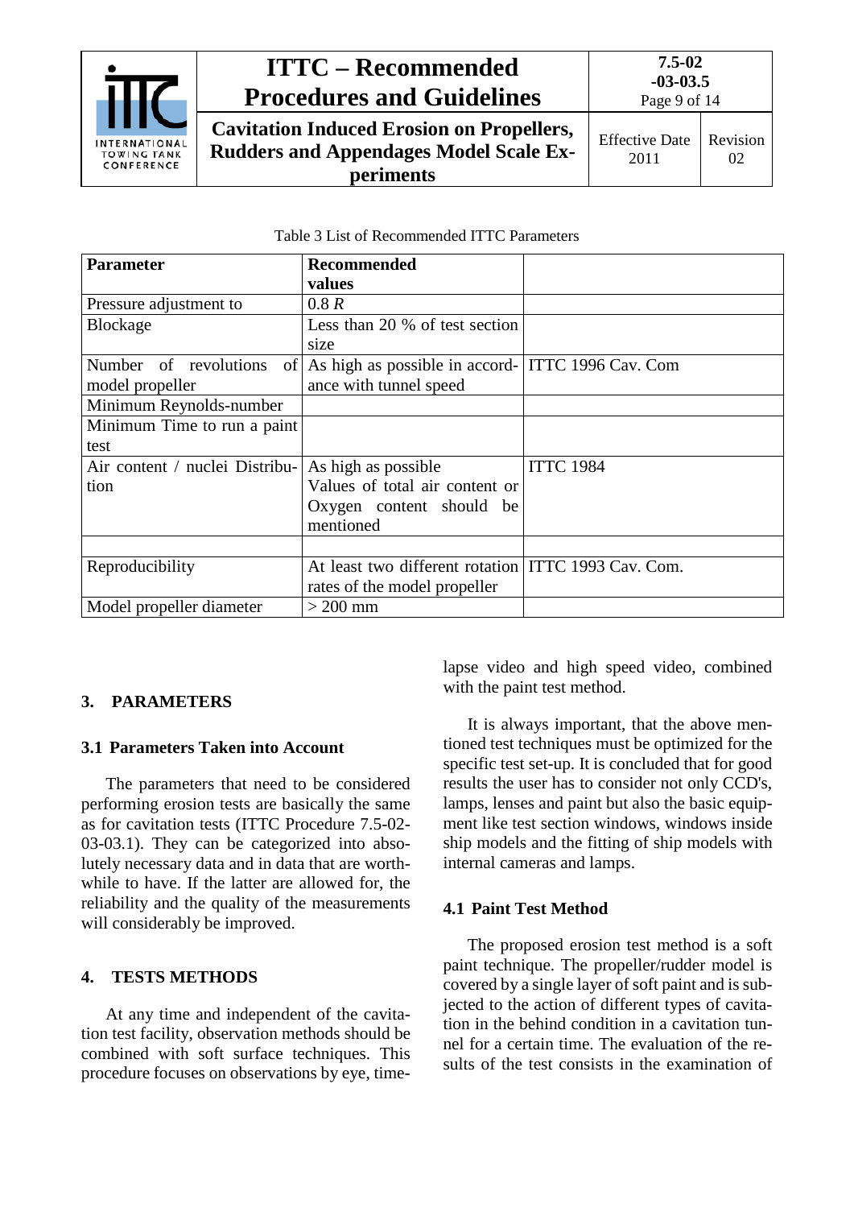Table 3 List of Recommended ITTC Parameters

| Parameter | Recommended values | |
|---|---|---|
| Pressure adjustment to | 0.8 *R* | |
| Blockage | Less than 20 % of test section size | |
| Number of revolutions of model propeller | As high as possible in accordance with tunnel speed | ITTC 1996 Cav. Com |
| Minimum Reynolds-number | | |
| Minimum Time to run a paint test | | |
| Air content / nuclei Distribution | As high as possible Values of total air content or Oxygen content should be mentioned | ITTC 1984 |
| | | |
| Reproducibility | At least two different rotation rates of the model propeller | ITTC 1993 Cav. Com. |
| Model propeller diameter | > 200 mm | |

## 3. PARAMETERS

### 3.1 Parameters Taken into Account

The parameters that need to be considered performing erosion tests are basically the same as for cavitation tests (ITTC Procedure 7.5-02-03-03.1). They can be categorized into absolutely necessary data and in data that are worthwhile to have. If the latter are allowed for, the reliability and the quality of the measurements will considerably be improved.

## 4. TESTS METHODS

At any time and independent of the cavitation test facility, observation methods should be combined with soft surface techniques. This procedure focuses on observations by eye, time-lapse video and high speed video, combined with the paint test method.

It is always important, that the above mentioned test techniques must be optimized for the specific test set-up. It is concluded that for good results the user has to consider not only CCD's, lamps, lenses and paint but also the basic equipment like test section windows, windows inside ship models and the fitting of ship models with internal cameras and lamps.

### 4.1 Paint Test Method

The proposed erosion test method is a soft paint technique. The propeller/rudder model is covered by a single layer of soft paint and is subjected to the action of different types of cavitation in the behind condition in a cavitation tunnel for a certain time. The evaluation of the results of the test consists in the examination of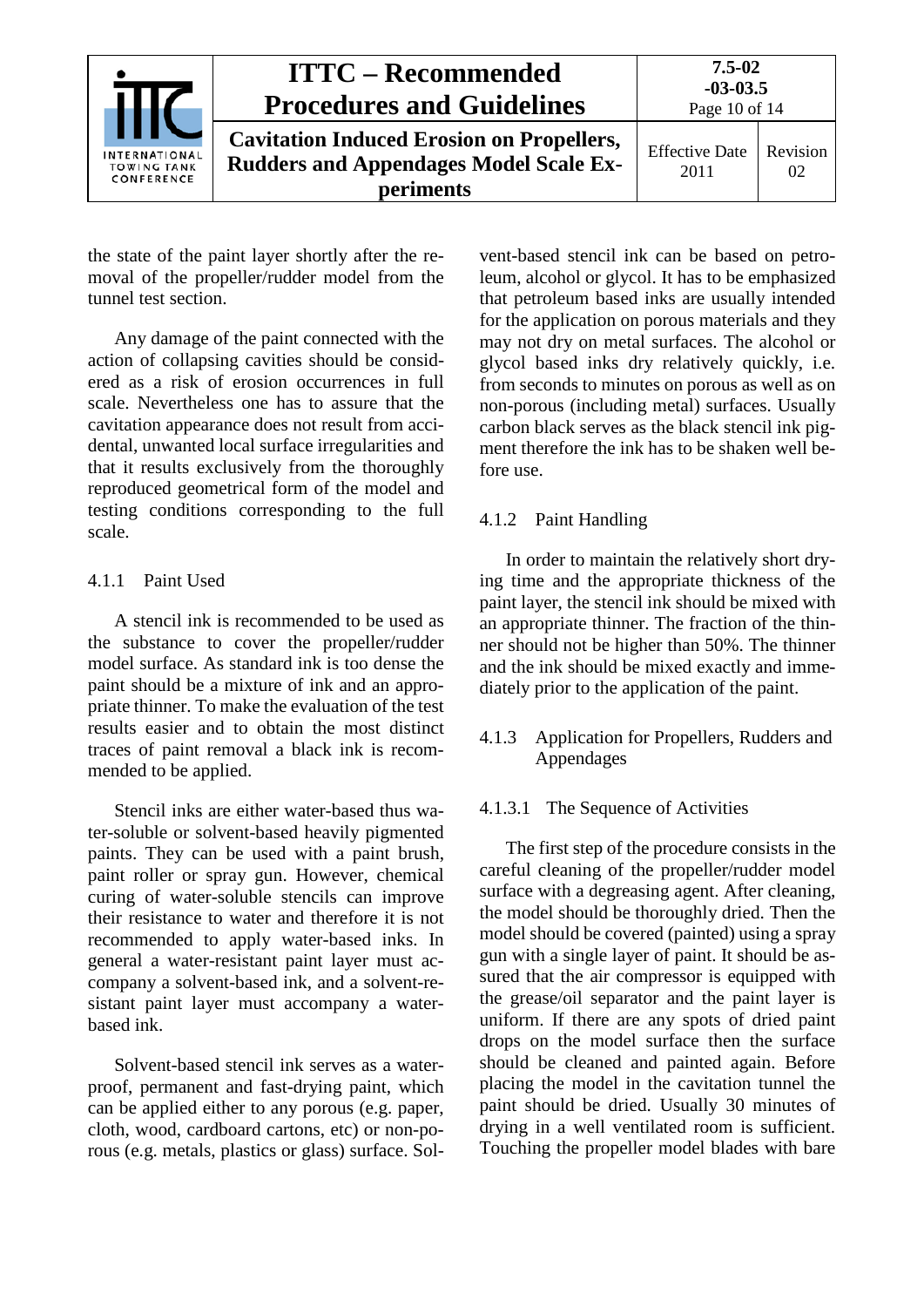the state of the paint layer shortly after the removal of the propeller/rudder model from the tunnel test section.

Any damage of the paint connected with the action of collapsing cavities should be considered as a risk of erosion occurrences in full scale. Nevertheless one has to assure that the cavitation appearance does not result from accidental, unwanted local surface irregularities and that it results exclusively from the thoroughly reproduced geometrical form of the model and testing conditions corresponding to the full scale.

### 4.1.1 Paint Used

A stencil ink is recommended to be used as the substance to cover the propeller/rudder model surface. As standard ink is too dense the paint should be a mixture of ink and an appropriate thinner. To make the evaluation of the test results easier and to obtain the most distinct traces of paint removal a black ink is recommended to be applied.

Stencil inks are either water-based thus water-soluble or solvent-based heavily pigmented paints. They can be used with a paint brush, paint roller or spray gun. However, chemical curing of water-soluble stencils can improve their resistance to water and therefore it is not recommended to apply water-based inks. In general a water-resistant paint layer must accompany a solvent-based ink, and a solvent-resistant paint layer must accompany a water-based ink.

Solvent-based stencil ink serves as a waterproof, permanent and fast-drying paint, which can be applied either to any porous (e.g. paper, cloth, wood, cardboard cartons, etc) or non-porous (e.g. metals, plastics or glass) surface. Solvent-based stencil ink can be based on petroleum, alcohol or glycol. It has to be emphasized that petroleum based inks are usually intended for the application on porous materials and they may not dry on metal surfaces. The alcohol or glycol based inks dry relatively quickly, i.e. from seconds to minutes on porous as well as on non-porous (including metal) surfaces. Usually carbon black serves as the black stencil ink pigment therefore the ink has to be shaken well before use.

### 4.1.2 Paint Handling

In order to maintain the relatively short drying time and the appropriate thickness of the paint layer, the stencil ink should be mixed with an appropriate thinner. The fraction of the thinner should not be higher than 50%. The thinner and the ink should be mixed exactly and immediately prior to the application of the paint.

### 4.1.3 Application for Propellers, Rudders and Appendages

#### 4.1.3.1 The Sequence of Activities

The first step of the procedure consists in the careful cleaning of the propeller/rudder model surface with a degreasing agent. After cleaning, the model should be thoroughly dried. Then the model should be covered (painted) using a spray gun with a single layer of paint. It should be assured that the air compressor is equipped with the grease/oil separator and the paint layer is uniform. If there are any spots of dried paint drops on the model surface then the surface should be cleaned and painted again. Before placing the model in the cavitation tunnel the paint should be dried. Usually 30 minutes of drying in a well ventilated room is sufficient. Touching the propeller model blades with bare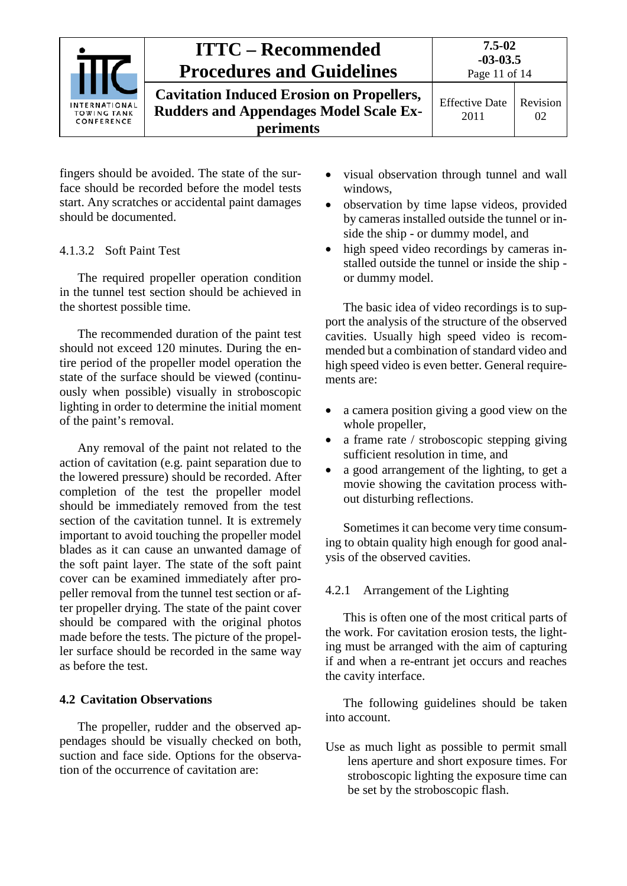fingers should be avoided. The state of the surface should be recorded before the model tests start. Any scratches or accidental paint damages should be documented.

#### 4.1.3.2 Soft Paint Test

The required propeller operation condition in the tunnel test section should be achieved in the shortest possible time.

The recommended duration of the paint test should not exceed 120 minutes. During the entire period of the propeller model operation the state of the surface should be viewed (continuously when possible) visually in stroboscopic lighting in order to determine the initial moment of the paint's removal.

Any removal of the paint not related to the action of cavitation (e.g. paint separation due to the lowered pressure) should be recorded. After completion of the test the propeller model should be immediately removed from the test section of the cavitation tunnel. It is extremely important to avoid touching the propeller model blades as it can cause an unwanted damage of the soft paint layer. The state of the soft paint cover can be examined immediately after propeller removal from the tunnel test section or after propeller drying. The state of the paint cover should be compared with the original photos made before the tests. The picture of the propeller surface should be recorded in the same way as before the test.

## 4.2 Cavitation Observations

The propeller, rudder and the observed appendages should be visually checked on both, suction and face side. Options for the observation of the occurrence of cavitation are:

- visual observation through tunnel and wall windows,
- observation by time lapse videos, provided by cameras installed outside the tunnel or inside the ship - or dummy model, and
- high speed video recordings by cameras installed outside the tunnel or inside the ship - or dummy model.

The basic idea of video recordings is to support the analysis of the structure of the observed cavities. Usually high speed video is recommended but a combination of standard video and high speed video is even better. General requirements are:

- a camera position giving a good view on the whole propeller,
- a frame rate / stroboscopic stepping giving sufficient resolution in time, and
- a good arrangement of the lighting, to get a movie showing the cavitation process without disturbing reflections.

Sometimes it can become very time consuming to obtain quality high enough for good analysis of the observed cavities.

### 4.2.1 Arrangement of the Lighting

This is often one of the most critical parts of the work. For cavitation erosion tests, the lighting must be arranged with the aim of capturing if and when a re-entrant jet occurs and reaches the cavity interface.

The following guidelines should be taken into account.

Use as much light as possible to permit small lens aperture and short exposure times. For stroboscopic lighting the exposure time can be set by the stroboscopic flash.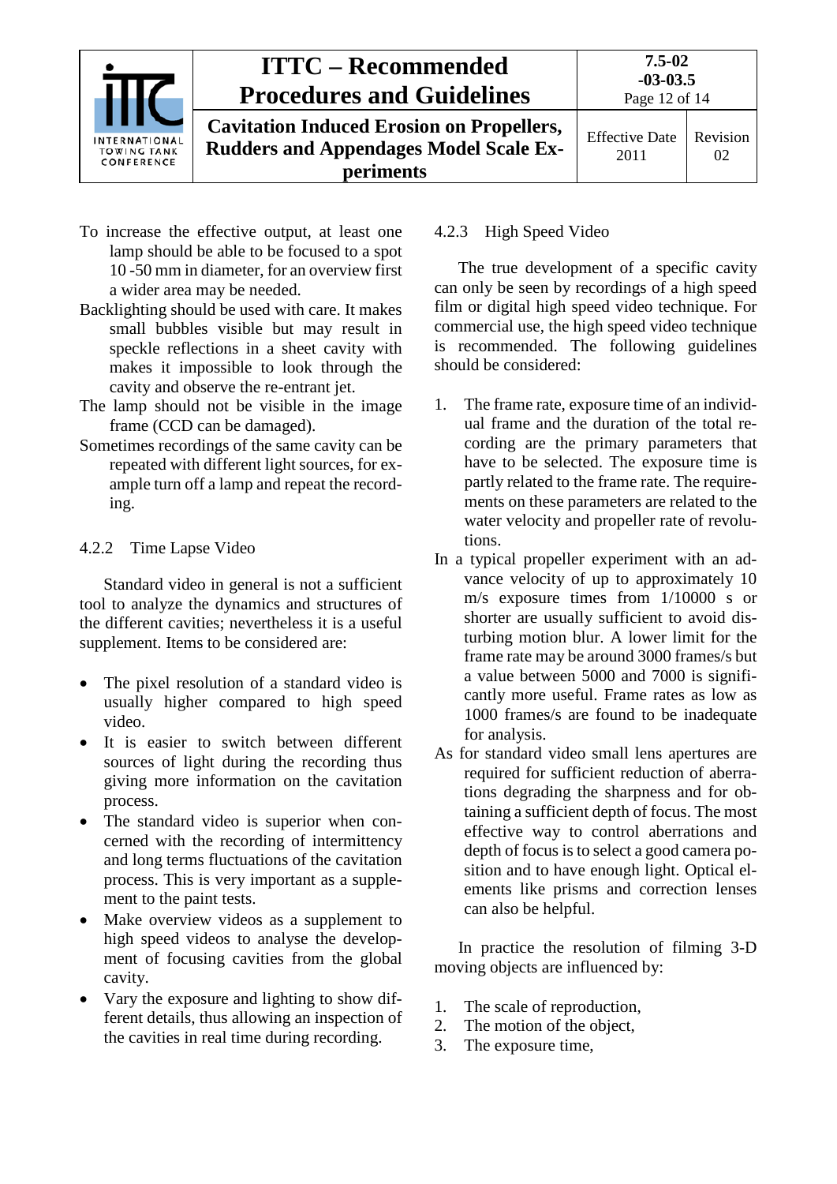To increase the effective output, at least one lamp should be able to be focused to a spot 10 -50 mm in diameter, for an overview first a wider area may be needed.

Backlighting should be used with care. It makes small bubbles visible but may result in speckle reflections in a sheet cavity with makes it impossible to look through the cavity and observe the re-entrant jet.

The lamp should not be visible in the image frame (CCD can be damaged).

Sometimes recordings of the same cavity can be repeated with different light sources, for example turn off a lamp and repeat the recording.

### 4.2.2 Time Lapse Video

Standard video in general is not a sufficient tool to analyze the dynamics and structures of the different cavities; nevertheless it is a useful supplement. Items to be considered are:

- The pixel resolution of a standard video is usually higher compared to high speed video.
- It is easier to switch between different sources of light during the recording thus giving more information on the cavitation process.
- The standard video is superior when concerned with the recording of intermittency and long terms fluctuations of the cavitation process. This is very important as a supplement to the paint tests.
- Make overview videos as a supplement to high speed videos to analyse the development of focusing cavities from the global cavity.
- Vary the exposure and lighting to show different details, thus allowing an inspection of the cavities in real time during recording.

### 4.2.3 High Speed Video

The true development of a specific cavity can only be seen by recordings of a high speed film or digital high speed video technique. For commercial use, the high speed video technique is recommended. The following guidelines should be considered:

1. The frame rate, exposure time of an individual frame and the duration of the total recording are the primary parameters that have to be selected. The exposure time is partly related to the frame rate. The requirements on these parameters are related to the water velocity and propeller rate of revolutions.

In a typical propeller experiment with an advance velocity of up to approximately 10 m/s exposure times from 1/10000 s or shorter are usually sufficient to avoid disturbing motion blur. A lower limit for the frame rate may be around 3000 frames/s but a value between 5000 and 7000 is significantly more useful. Frame rates as low as 1000 frames/s are found to be inadequate for analysis.

As for standard video small lens apertures are required for sufficient reduction of aberrations degrading the sharpness and for obtaining a sufficient depth of focus. The most effective way to control aberrations and depth of focus is to select a good camera position and to have enough light. Optical elements like prisms and correction lenses can also be helpful.

In practice the resolution of filming 3-D moving objects are influenced by:

1. The scale of reproduction,
2. The motion of the object,
3. The exposure time,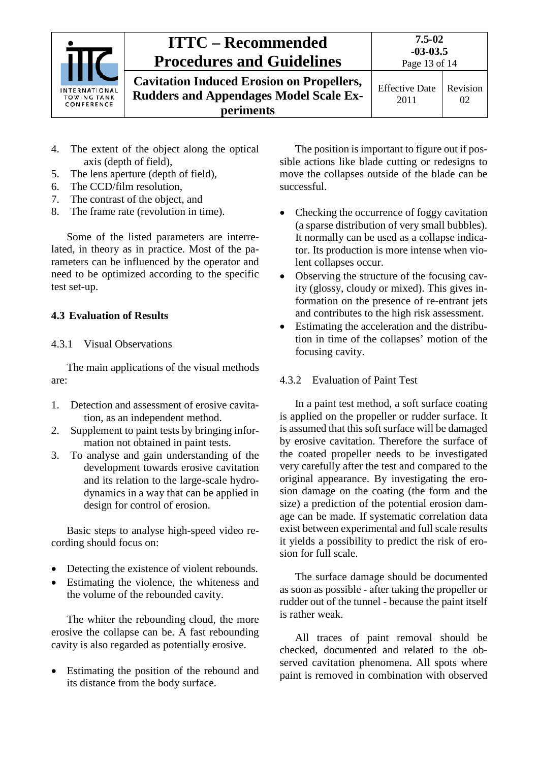4. The extent of the object along the optical axis (depth of field),
5. The lens aperture (depth of field),
6. The CCD/film resolution,
7. The contrast of the object, and
8. The frame rate (revolution in time).

Some of the listed parameters are interrelated, in theory as in practice. Most of the parameters can be influenced by the operator and need to be optimized according to the specific test set-up.

## 4.3 Evaluation of Results

### 4.3.1 Visual Observations

The main applications of the visual methods are:

1. Detection and assessment of erosive cavitation, as an independent method.
2. Supplement to paint tests by bringing information not obtained in paint tests.
3. To analyse and gain understanding of the development towards erosive cavitation and its relation to the large-scale hydrodynamics in a way that can be applied in design for control of erosion.

Basic steps to analyse high-speed video recording should focus on:

- Detecting the existence of violent rebounds.
- Estimating the violence, the whiteness and the volume of the rebounded cavity.

The whiter the rebounding cloud, the more erosive the collapse can be. A fast rebounding cavity is also regarded as potentially erosive.

- Estimating the position of the rebound and its distance from the body surface.

The position is important to figure out if possible actions like blade cutting or redesigns to move the collapses outside of the blade can be successful.

- Checking the occurrence of foggy cavitation (a sparse distribution of very small bubbles). It normally can be used as a collapse indicator. Its production is more intense when violent collapses occur.
- Observing the structure of the focusing cavity (glossy, cloudy or mixed). This gives information on the presence of re-entrant jets and contributes to the high risk assessment.
- Estimating the acceleration and the distribution in time of the collapses' motion of the focusing cavity.

### 4.3.2 Evaluation of Paint Test

In a paint test method, a soft surface coating is applied on the propeller or rudder surface. It is assumed that this soft surface will be damaged by erosive cavitation. Therefore the surface of the coated propeller needs to be investigated very carefully after the test and compared to the original appearance. By investigating the erosion damage on the coating (the form and the size) a prediction of the potential erosion damage can be made. If systematic correlation data exist between experimental and full scale results it yields a possibility to predict the risk of erosion for full scale.

The surface damage should be documented as soon as possible - after taking the propeller or rudder out of the tunnel - because the paint itself is rather weak.

All traces of paint removal should be checked, documented and related to the observed cavitation phenomena. All spots where paint is removed in combination with observed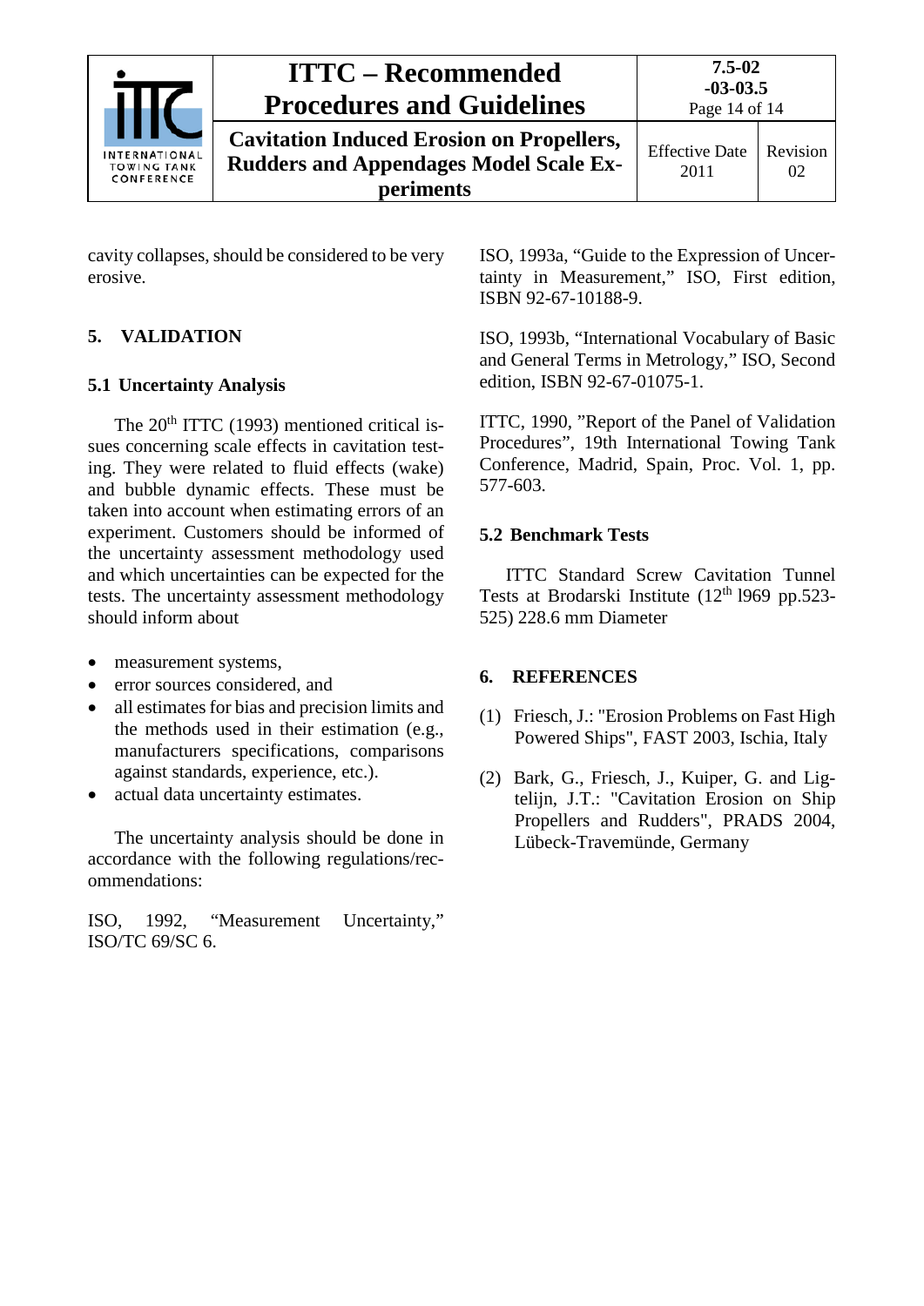cavity collapses, should be considered to be very erosive.

## 5. VALIDATION

### 5.1 Uncertainty Analysis

The 20th ITTC (1993) mentioned critical issues concerning scale effects in cavitation testing. They were related to fluid effects (wake) and bubble dynamic effects. These must be taken into account when estimating errors of an experiment. Customers should be informed of the uncertainty assessment methodology used and which uncertainties can be expected for the tests. The uncertainty assessment methodology should inform about

- measurement systems,
- error sources considered, and
- all estimates for bias and precision limits and the methods used in their estimation (e.g., manufacturers specifications, comparisons against standards, experience, etc.).
- actual data uncertainty estimates.

The uncertainty analysis should be done in accordance with the following regulations/recommendations:

ISO, 1992, "Measurement Uncertainty," ISO/TC 69/SC 6.

ISO, 1993a, "Guide to the Expression of Uncertainty in Measurement," ISO, First edition, ISBN 92-67-10188-9.

ISO, 1993b, "International Vocabulary of Basic and General Terms in Metrology," ISO, Second edition, ISBN 92-67-01075-1.

ITTC, 1990, "Report of the Panel of Validation Procedures", 19th International Towing Tank Conference, Madrid, Spain, Proc. Vol. 1, pp. 577-603.

### 5.2 Benchmark Tests

ITTC Standard Screw Cavitation Tunnel Tests at Brodarski Institute (12th l969 pp.523-525) 228.6 mm Diameter

## 6. REFERENCES

(1) Friesch, J.: "Erosion Problems on Fast High Powered Ships", FAST 2003, Ischia, Italy

(2) Bark, G., Friesch, J., Kuiper, G. and Ligtelijn, J.T.: "Cavitation Erosion on Ship Propellers and Rudders", PRADS 2004, Lübeck-Travemünde, Germany